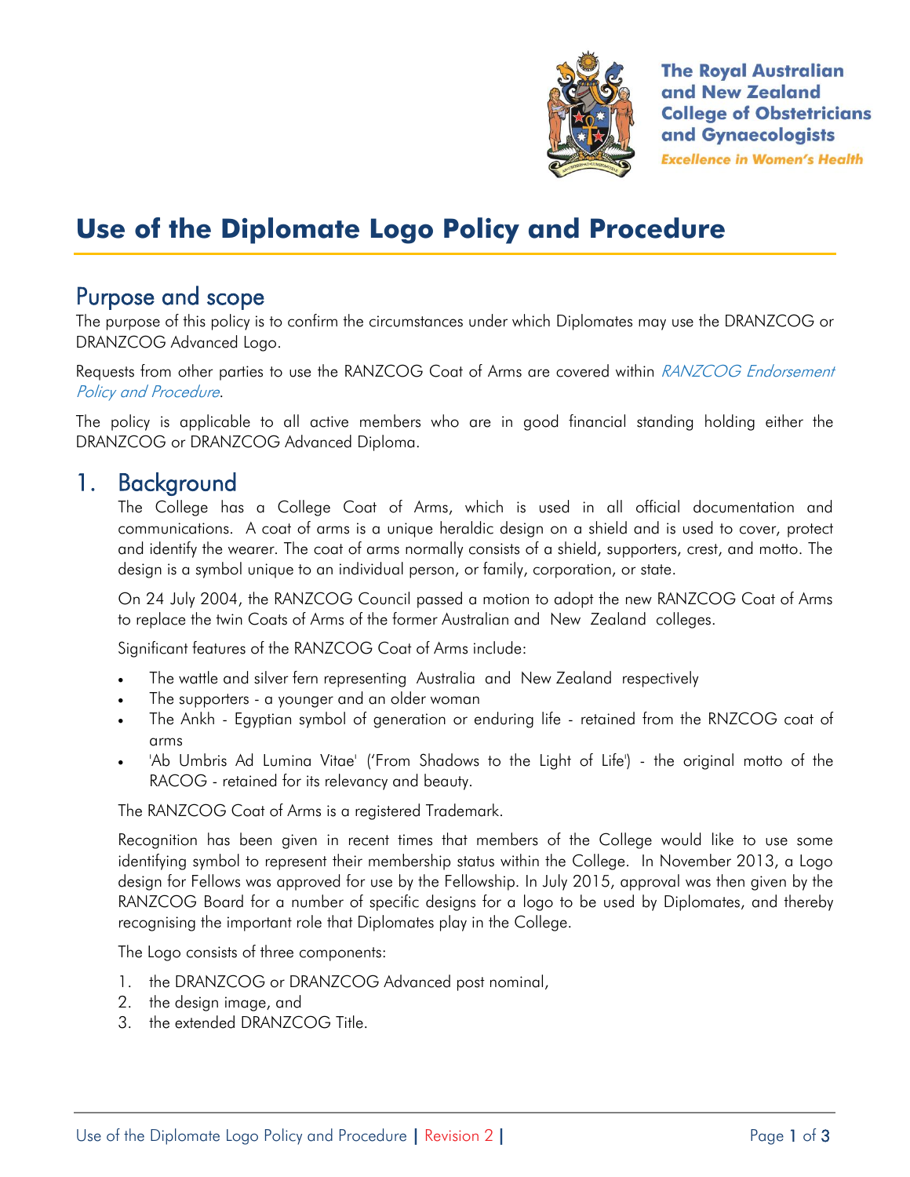The Royal Australian and New Zealand College of Obstetricians and Gynaecologists

*Excellence in Women's Health*

# Use of the Diplomate Logo Policy and Procedure

## Purpose and scope

The purpose of this policy is to confirm the circumstances under which Diplomates may use the DRANZCOG or DRANZCOG Advanced Logo.

Requests from other parties to use the RANZCOG Coat of Arms are covered within *RANZCOG Endorsement Policy and Procedure*.

The policy is applicable to all active members who are in good financial standing holding either the DRANZCOG or DRANZCOG Advanced Diploma.

## 1. Background

The College has a College Coat of Arms, which is used in all official documentation and communications. A coat of arms is a unique heraldic design on a shield and is used to cover, protect and identify the wearer. The coat of arms normally consists of a shield, supporters, crest, and motto. The design is a symbol unique to an individual person, or family, corporation, or state.

On 24 July 2004, the RANZCOG Council passed a motion to adopt the new RANZCOG Coat of Arms to replace the twin Coats of Arms of the former Australian and New Zealand colleges.

Significant features of the RANZCOG Coat of Arms include:

- The wattle and silver fern representing Australia and New Zealand respectively
- The supporters - a younger and an older woman
- The Ankh - Egyptian symbol of generation or enduring life - retained from the RNZCOG coat of arms
- 'Ab Umbris Ad Lumina Vitae' ('From Shadows to the Light of Life') - the original motto of the RACOG - retained for its relevancy and beauty.

The RANZCOG Coat of Arms is a registered Trademark.

Recognition has been given in recent times that members of the College would like to use some identifying symbol to represent their membership status within the College. In November 2013, a Logo design for Fellows was approved for use by the Fellowship. In July 2015, approval was then given by the RANZCOG Board for a number of specific designs for a logo to be used by Diplomates, and thereby recognising the important role that Diplomates play in the College.

The Logo consists of three components:

1. the DRANZCOG or DRANZCOG Advanced post nominal,
2. the design image, and
3. the extended DRANZCOG Title.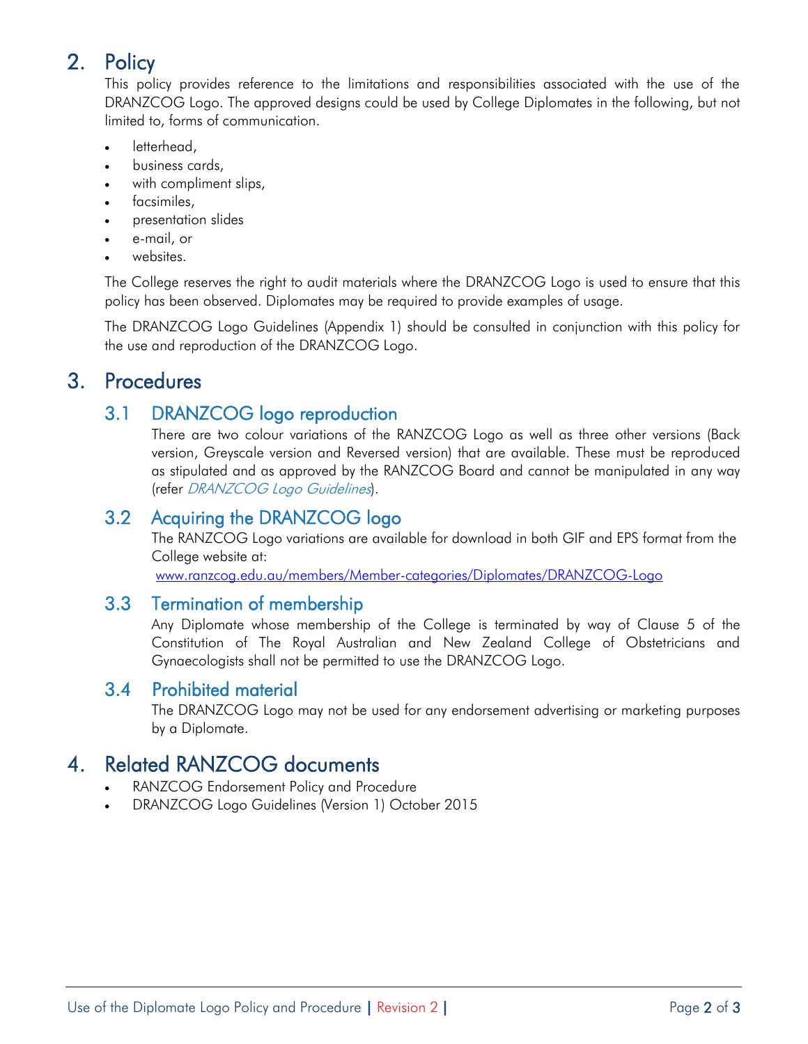## 2. Policy

This policy provides reference to the limitations and responsibilities associated with the use of the DRANZCOG Logo. The approved designs could be used by College Diplomates in the following, but not limited to, forms of communication.

- letterhead,
- business cards,
- with compliment slips,
- facsimiles,
- presentation slides
- e-mail, or
- websites.

The College reserves the right to audit materials where the DRANZCOG Logo is used to ensure that this policy has been observed. Diplomates may be required to provide examples of usage.

The DRANZCOG Logo Guidelines (Appendix 1) should be consulted in conjunction with this policy for the use and reproduction of the DRANZCOG Logo.

## 3. Procedures

### 3.1 DRANZCOG logo reproduction

There are two colour variations of the RANZCOG Logo as well as three other versions (Back version, Greyscale version and Reversed version) that are available. These must be reproduced as stipulated and as approved by the RANZCOG Board and cannot be manipulated in any way (refer *DRANZCOG Logo Guidelines*).

### 3.2 Acquiring the DRANZCOG logo

The RANZCOG Logo variations are available for download in both GIF and EPS format from the College website at:
www.ranzcog.edu.au/members/Member-categories/Diplomates/DRANZCOG-Logo

### 3.3 Termination of membership

Any Diplomate whose membership of the College is terminated by way of Clause 5 of the Constitution of The Royal Australian and New Zealand College of Obstetricians and Gynaecologists shall not be permitted to use the DRANZCOG Logo.

### 3.4 Prohibited material

The DRANZCOG Logo may not be used for any endorsement advertising or marketing purposes by a Diplomate.

## 4. Related RANZCOG documents

- RANZCOG Endorsement Policy and Procedure
- DRANZCOG Logo Guidelines (Version 1) October 2015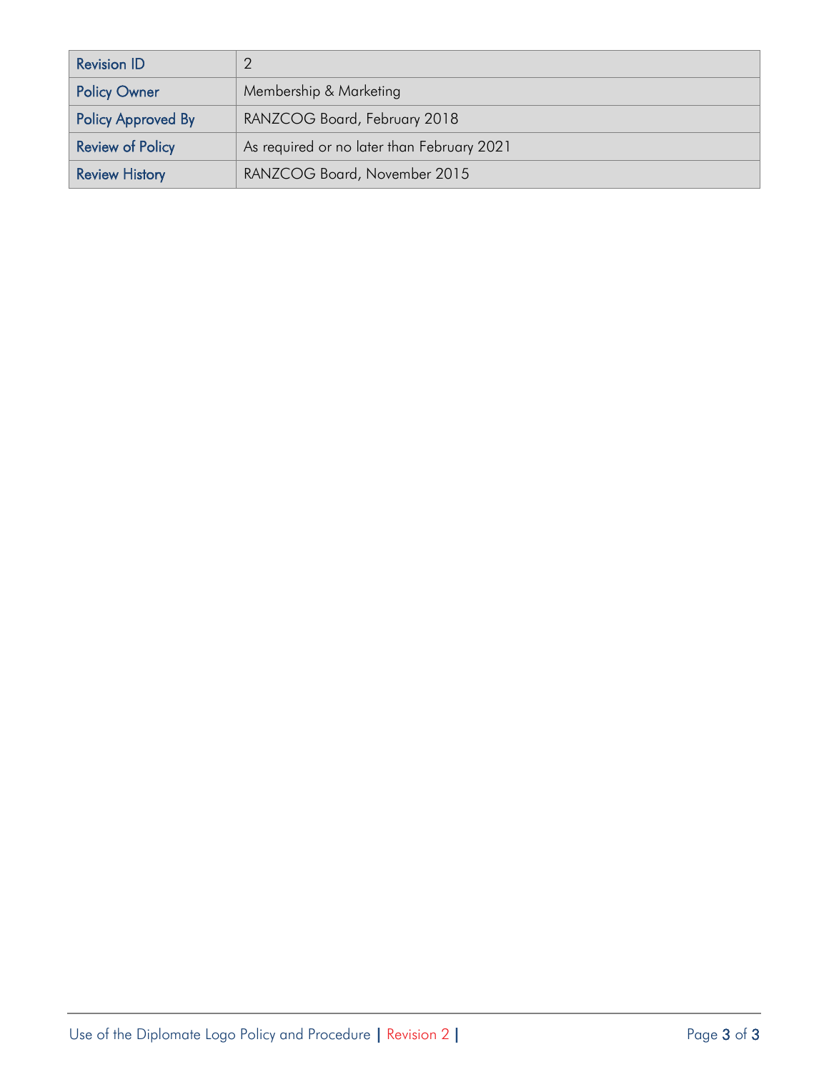| | |
|---|---|
| Revision ID | 2 |
| Policy Owner | Membership & Marketing |
| Policy Approved By | RANZCOG Board, February 2018 |
| Review of Policy | As required or no later than February 2021 |
| Review History | RANZCOG Board, November 2015 |